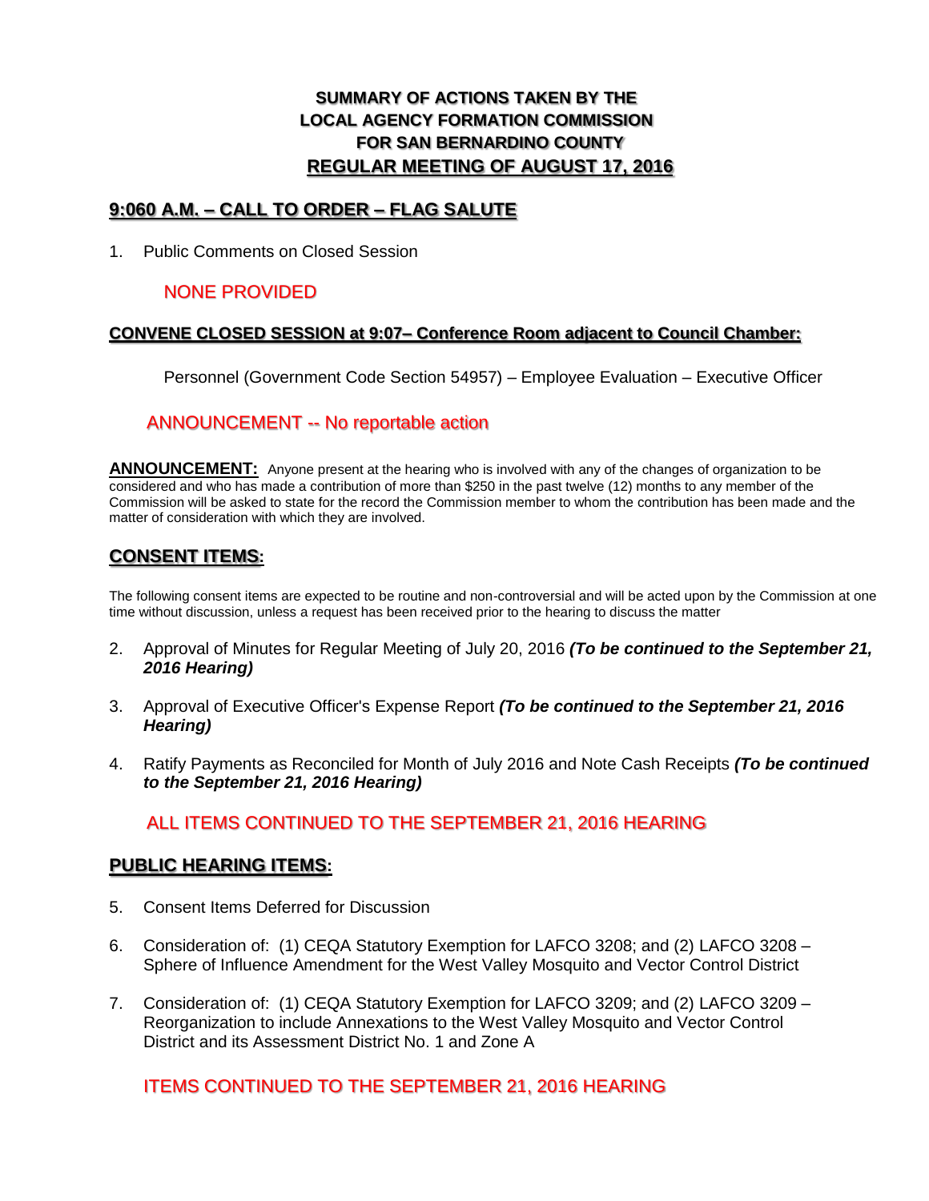# SUMMARY OF ACTIONS TAKEN BY THE LOCAL AGENCY FORMATION COMMISSION FOR SAN BERNARDINO COUNTY

## REGULAR MEETING OF AUGUST 17, 2016

## 9:060 A.M. – CALL TO ORDER – FLAG SALUTE

1. Public Comments on Closed Session

NONE PROVIDED

**CONVENE CLOSED SESSION at 9:07– Conference Room adjacent to Council Chamber:**

Personnel (Government Code Section 54957) – Employee Evaluation – Executive Officer

ANNOUNCEMENT -- No reportable action

**ANNOUNCEMENT:** Anyone present at the hearing who is involved with any of the changes of organization to be considered and who has made a contribution of more than $250 in the past twelve (12) months to any member of the Commission will be asked to state for the record the Commission member to whom the contribution has been made and the matter of consideration with which they are involved.

## CONSENT ITEMS:

The following consent items are expected to be routine and non-controversial and will be acted upon by the Commission at one time without discussion, unless a request has been received prior to the hearing to discuss the matter

2. Approval of Minutes for Regular Meeting of July 20, 2016 ***(To be continued to the September 21, 2016 Hearing)***

3. Approval of Executive Officer's Expense Report ***(To be continued to the September 21, 2016 Hearing)***

4. Ratify Payments as Reconciled for Month of July 2016 and Note Cash Receipts ***(To be continued to the September 21, 2016 Hearing)***

ALL ITEMS CONTINUED TO THE SEPTEMBER 21, 2016 HEARING

## PUBLIC HEARING ITEMS:

5. Consent Items Deferred for Discussion

6. Consideration of: (1) CEQA Statutory Exemption for LAFCO 3208; and (2) LAFCO 3208 – Sphere of Influence Amendment for the West Valley Mosquito and Vector Control District

7. Consideration of: (1) CEQA Statutory Exemption for LAFCO 3209; and (2) LAFCO 3209 – Reorganization to include Annexations to the West Valley Mosquito and Vector Control District and its Assessment District No. 1 and Zone A

ITEMS CONTINUED TO THE SEPTEMBER 21, 2016 HEARING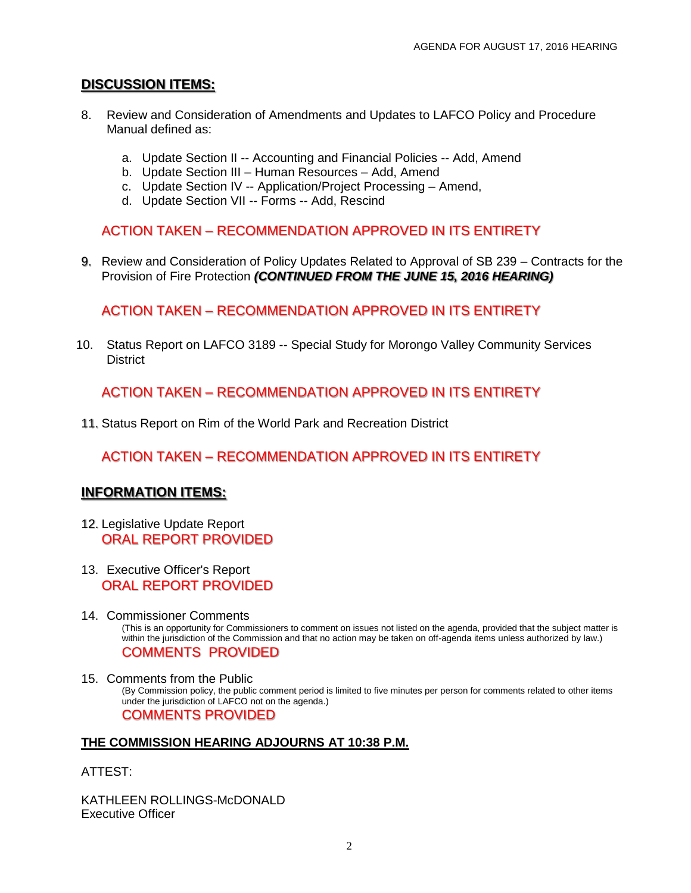## DISCUSSION ITEMS:

8. Review and Consideration of Amendments and Updates to LAFCO Policy and Procedure Manual defined as:

   a. Update Section II -- Accounting and Financial Policies -- Add, Amend
   b. Update Section III – Human Resources – Add, Amend
   c. Update Section IV -- Application/Project Processing – Amend,
   d. Update Section VII -- Forms -- Add, Rescind

   ACTION TAKEN – RECOMMENDATION APPROVED IN ITS ENTIRETY

9. Review and Consideration of Policy Updates Related to Approval of SB 239 – Contracts for the Provision of Fire Protection ***(CONTINUED FROM THE JUNE 15, 2016 HEARING)***

   ACTION TAKEN – RECOMMENDATION APPROVED IN ITS ENTIRETY

10. Status Report on LAFCO 3189 -- Special Study for Morongo Valley Community Services District

    ACTION TAKEN – RECOMMENDATION APPROVED IN ITS ENTIRETY

11. Status Report on Rim of the World Park and Recreation District

    ACTION TAKEN – RECOMMENDATION APPROVED IN ITS ENTIRETY

## INFORMATION ITEMS:

12. Legislative Update Report
    ORAL REPORT PROVIDED

13. Executive Officer's Report
    ORAL REPORT PROVIDED

14. Commissioner Comments
    (This is an opportunity for Commissioners to comment on issues not listed on the agenda, provided that the subject matter is within the jurisdiction of the Commission and that no action may be taken on off-agenda items unless authorized by law.)
    COMMENTS PROVIDED

15. Comments from the Public
    (By Commission policy, the public comment period is limited to five minutes per person for comments related to other items under the jurisdiction of LAFCO not on the agenda.)
    COMMENTS PROVIDED

**THE COMMISSION HEARING ADJOURNS AT 10:38 P.M.**

ATTEST:

KATHLEEN ROLLINGS-McDONALD
Executive Officer